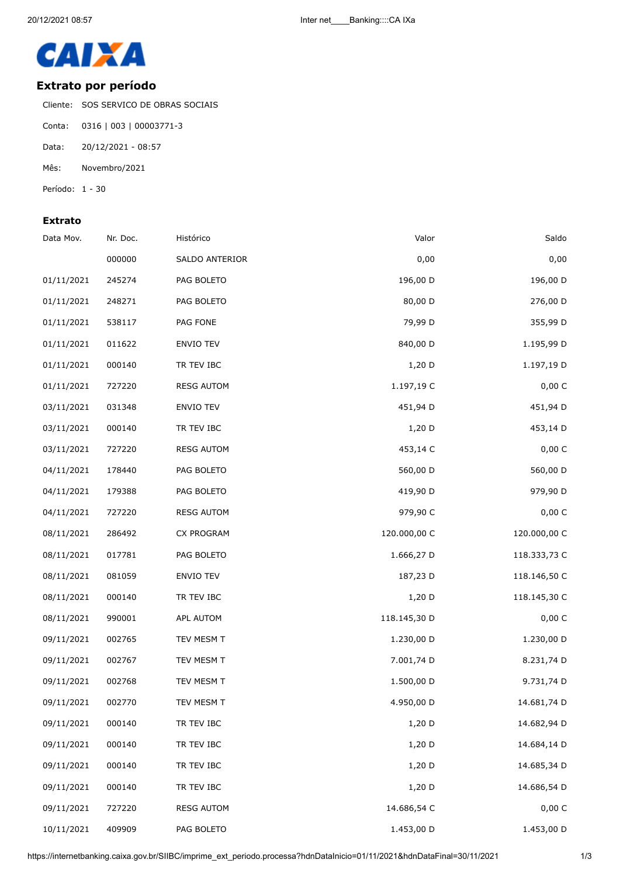CAIXA

## Extrato por período

Cliente: SOS SERVICO DE OBRAS SOCIAIS

Conta: 0316 | 003 | 00003771-3

Data: 20/12/2021 - 08:57

Mês: Novembro/2021

Período: 1 - 30

### Extrato

| Data Mov. | Nr. Doc. | Histórico | Valor | Saldo |
|---|---|---|---|---|
| | 000000 | SALDO ANTERIOR | 0,00 | 0,00 |
| 01/11/2021 | 245274 | PAG BOLETO | 196,00 D | 196,00 D |
| 01/11/2021 | 248271 | PAG BOLETO | 80,00 D | 276,00 D |
| 01/11/2021 | 538117 | PAG FONE | 79,99 D | 355,99 D |
| 01/11/2021 | 011622 | ENVIO TEV | 840,00 D | 1.195,99 D |
| 01/11/2021 | 000140 | TR TEV IBC | 1,20 D | 1.197,19 D |
| 01/11/2021 | 727220 | RESG AUTOM | 1.197,19 C | 0,00 C |
| 03/11/2021 | 031348 | ENVIO TEV | 451,94 D | 451,94 D |
| 03/11/2021 | 000140 | TR TEV IBC | 1,20 D | 453,14 D |
| 03/11/2021 | 727220 | RESG AUTOM | 453,14 C | 0,00 C |
| 04/11/2021 | 178440 | PAG BOLETO | 560,00 D | 560,00 D |
| 04/11/2021 | 179388 | PAG BOLETO | 419,90 D | 979,90 D |
| 04/11/2021 | 727220 | RESG AUTOM | 979,90 C | 0,00 C |
| 08/11/2021 | 286492 | CX PROGRAM | 120.000,00 C | 120.000,00 C |
| 08/11/2021 | 017781 | PAG BOLETO | 1.666,27 D | 118.333,73 C |
| 08/11/2021 | 081059 | ENVIO TEV | 187,23 D | 118.146,50 C |
| 08/11/2021 | 000140 | TR TEV IBC | 1,20 D | 118.145,30 C |
| 08/11/2021 | 990001 | APL AUTOM | 118.145,30 D | 0,00 C |
| 09/11/2021 | 002765 | TEV MESM T | 1.230,00 D | 1.230,00 D |
| 09/11/2021 | 002767 | TEV MESM T | 7.001,74 D | 8.231,74 D |
| 09/11/2021 | 002768 | TEV MESM T | 1.500,00 D | 9.731,74 D |
| 09/11/2021 | 002770 | TEV MESM T | 4.950,00 D | 14.681,74 D |
| 09/11/2021 | 000140 | TR TEV IBC | 1,20 D | 14.682,94 D |
| 09/11/2021 | 000140 | TR TEV IBC | 1,20 D | 14.684,14 D |
| 09/11/2021 | 000140 | TR TEV IBC | 1,20 D | 14.685,34 D |
| 09/11/2021 | 000140 | TR TEV IBC | 1,20 D | 14.686,54 D |
| 09/11/2021 | 727220 | RESG AUTOM | 14.686,54 C | 0,00 C |
| 10/11/2021 | 409909 | PAG BOLETO | 1.453,00 D | 1.453,00 D |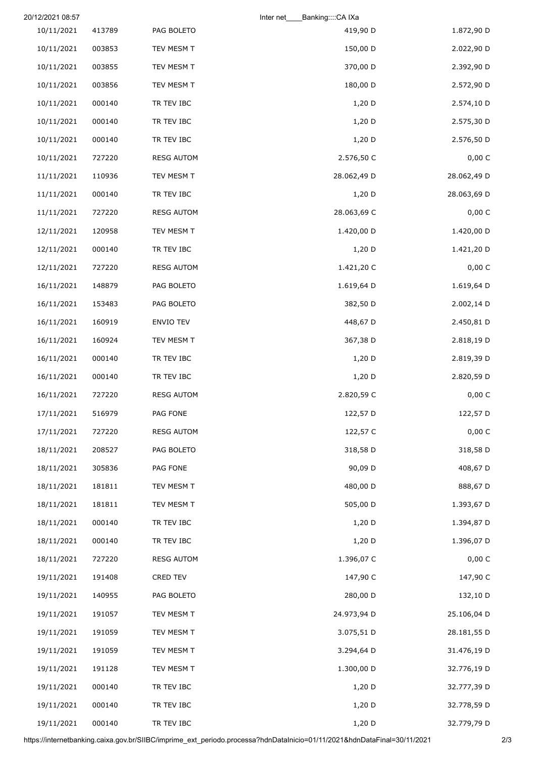| | | | | |
|---|---|---|---|---|
| 10/11/2021 | 413789 | PAG BOLETO | 419,90 D | 1.872,90 D |
| 10/11/2021 | 003853 | TEV MESM T | 150,00 D | 2.022,90 D |
| 10/11/2021 | 003855 | TEV MESM T | 370,00 D | 2.392,90 D |
| 10/11/2021 | 003856 | TEV MESM T | 180,00 D | 2.572,90 D |
| 10/11/2021 | 000140 | TR TEV IBC | 1,20 D | 2.574,10 D |
| 10/11/2021 | 000140 | TR TEV IBC | 1,20 D | 2.575,30 D |
| 10/11/2021 | 000140 | TR TEV IBC | 1,20 D | 2.576,50 D |
| 10/11/2021 | 727220 | RESG AUTOM | 2.576,50 C | 0,00 C |
| 11/11/2021 | 110936 | TEV MESM T | 28.062,49 D | 28.062,49 D |
| 11/11/2021 | 000140 | TR TEV IBC | 1,20 D | 28.063,69 D |
| 11/11/2021 | 727220 | RESG AUTOM | 28.063,69 C | 0,00 C |
| 12/11/2021 | 120958 | TEV MESM T | 1.420,00 D | 1.420,00 D |
| 12/11/2021 | 000140 | TR TEV IBC | 1,20 D | 1.421,20 D |
| 12/11/2021 | 727220 | RESG AUTOM | 1.421,20 C | 0,00 C |
| 16/11/2021 | 148879 | PAG BOLETO | 1.619,64 D | 1.619,64 D |
| 16/11/2021 | 153483 | PAG BOLETO | 382,50 D | 2.002,14 D |
| 16/11/2021 | 160919 | ENVIO TEV | 448,67 D | 2.450,81 D |
| 16/11/2021 | 160924 | TEV MESM T | 367,38 D | 2.818,19 D |
| 16/11/2021 | 000140 | TR TEV IBC | 1,20 D | 2.819,39 D |
| 16/11/2021 | 000140 | TR TEV IBC | 1,20 D | 2.820,59 D |
| 16/11/2021 | 727220 | RESG AUTOM | 2.820,59 C | 0,00 C |
| 17/11/2021 | 516979 | PAG FONE | 122,57 D | 122,57 D |
| 17/11/2021 | 727220 | RESG AUTOM | 122,57 C | 0,00 C |
| 18/11/2021 | 208527 | PAG BOLETO | 318,58 D | 318,58 D |
| 18/11/2021 | 305836 | PAG FONE | 90,09 D | 408,67 D |
| 18/11/2021 | 181811 | TEV MESM T | 480,00 D | 888,67 D |
| 18/11/2021 | 181811 | TEV MESM T | 505,00 D | 1.393,67 D |
| 18/11/2021 | 000140 | TR TEV IBC | 1,20 D | 1.394,87 D |
| 18/11/2021 | 000140 | TR TEV IBC | 1,20 D | 1.396,07 D |
| 18/11/2021 | 727220 | RESG AUTOM | 1.396,07 C | 0,00 C |
| 19/11/2021 | 191408 | CRED TEV | 147,90 C | 147,90 C |
| 19/11/2021 | 140955 | PAG BOLETO | 280,00 D | 132,10 D |
| 19/11/2021 | 191057 | TEV MESM T | 24.973,94 D | 25.106,04 D |
| 19/11/2021 | 191059 | TEV MESM T | 3.075,51 D | 28.181,55 D |
| 19/11/2021 | 191059 | TEV MESM T | 3.294,64 D | 31.476,19 D |
| 19/11/2021 | 191128 | TEV MESM T | 1.300,00 D | 32.776,19 D |
| 19/11/2021 | 000140 | TR TEV IBC | 1,20 D | 32.777,39 D |
| 19/11/2021 | 000140 | TR TEV IBC | 1,20 D | 32.778,59 D |
| 19/11/2021 | 000140 | TR TEV IBC | 1,20 D | 32.779,79 D |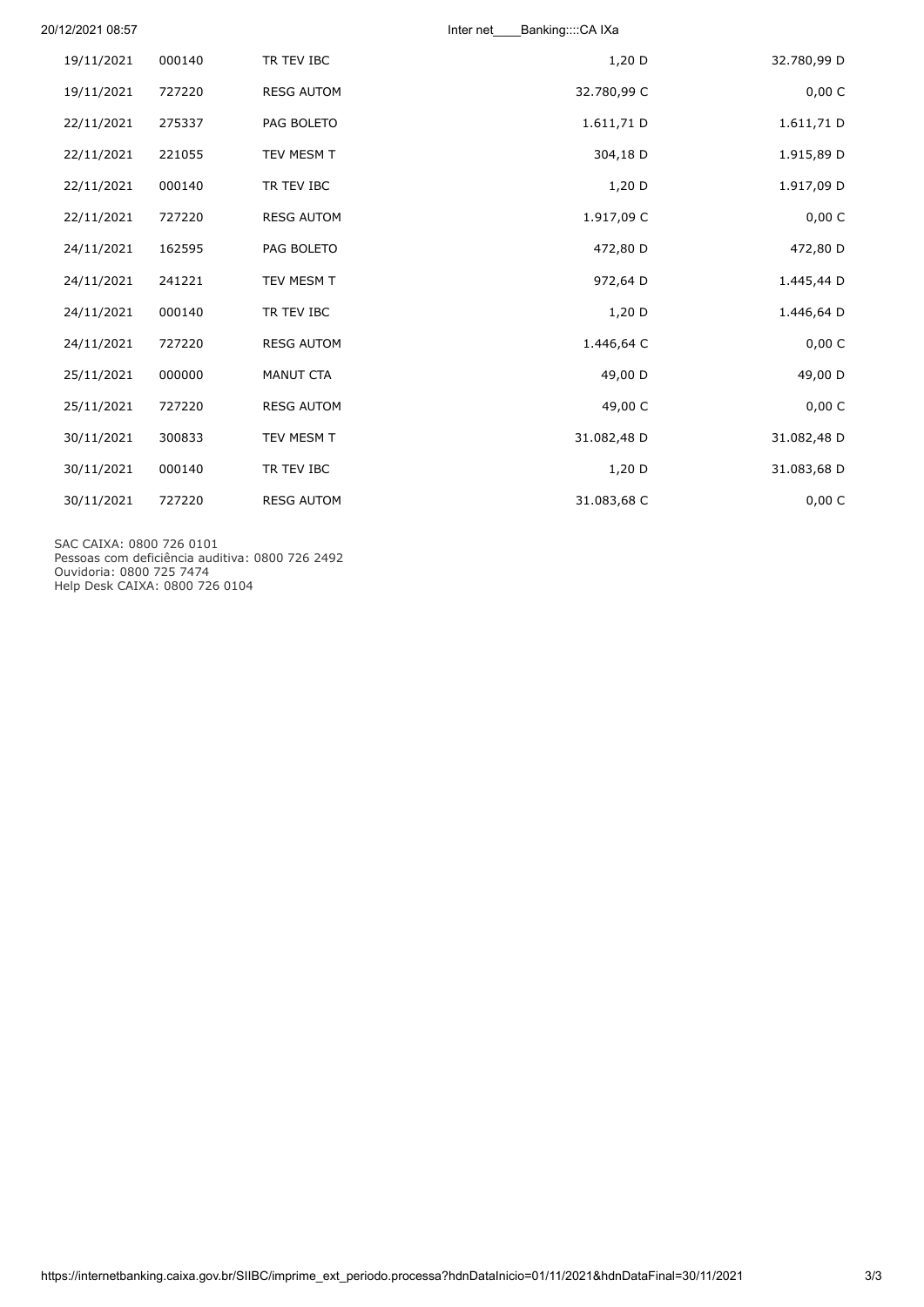| | | | | |
|---|---|---|---|---|
| 19/11/2021 | 000140 | TR TEV IBC | 1,20 D | 32.780,99 D |
| 19/11/2021 | 727220 | RESG AUTOM | 32.780,99 C | 0,00 C |
| 22/11/2021 | 275337 | PAG BOLETO | 1.611,71 D | 1.611,71 D |
| 22/11/2021 | 221055 | TEV MESM T | 304,18 D | 1.915,89 D |
| 22/11/2021 | 000140 | TR TEV IBC | 1,20 D | 1.917,09 D |
| 22/11/2021 | 727220 | RESG AUTOM | 1.917,09 C | 0,00 C |
| 24/11/2021 | 162595 | PAG BOLETO | 472,80 D | 472,80 D |
| 24/11/2021 | 241221 | TEV MESM T | 972,64 D | 1.445,44 D |
| 24/11/2021 | 000140 | TR TEV IBC | 1,20 D | 1.446,64 D |
| 24/11/2021 | 727220 | RESG AUTOM | 1.446,64 C | 0,00 C |
| 25/11/2021 | 000000 | MANUT CTA | 49,00 D | 49,00 D |
| 25/11/2021 | 727220 | RESG AUTOM | 49,00 C | 0,00 C |
| 30/11/2021 | 300833 | TEV MESM T | 31.082,48 D | 31.082,48 D |
| 30/11/2021 | 000140 | TR TEV IBC | 1,20 D | 31.083,68 D |
| 30/11/2021 | 727220 | RESG AUTOM | 31.083,68 C | 0,00 C |

SAC CAIXA: 0800 726 0101
Pessoas com deficiência auditiva: 0800 726 2492
Ouvidoria: 0800 725 7474
Help Desk CAIXA: 0800 726 0104